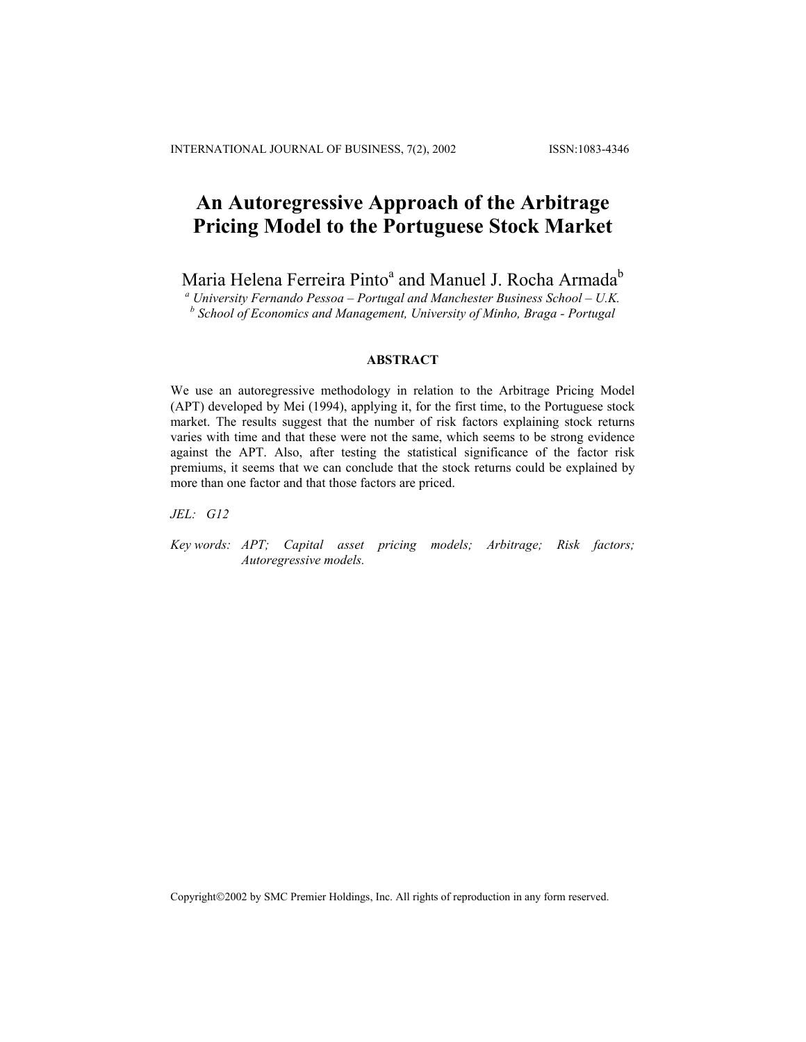# An Autoregressive Approach of the Arbitrage Pricing Model to the Portuguese Stock Market

Maria Helena Ferreira Pinto[a] and Manuel J. Rocha Armada[b]

[a] *University Fernando Pessoa – Portugal and Manchester Business School – U.K.*
[b] *School of Economics and Management, University of Minho, Braga - Portugal*

## ABSTRACT

We use an autoregressive methodology in relation to the Arbitrage Pricing Model (APT) developed by Mei (1994), applying it, for the first time, to the Portuguese stock market. The results suggest that the number of risk factors explaining stock returns varies with time and that these were not the same, which seems to be strong evidence against the APT. Also, after testing the statistical significance of the factor risk premiums, it seems that we can conclude that the stock returns could be explained by more than one factor and that those factors are priced.

*JEL: G12*

*Key words: APT; Capital asset pricing models; Arbitrage; Risk factors; Autoregressive models.*

Copyright©2002 by SMC Premier Holdings, Inc. All rights of reproduction in any form reserved.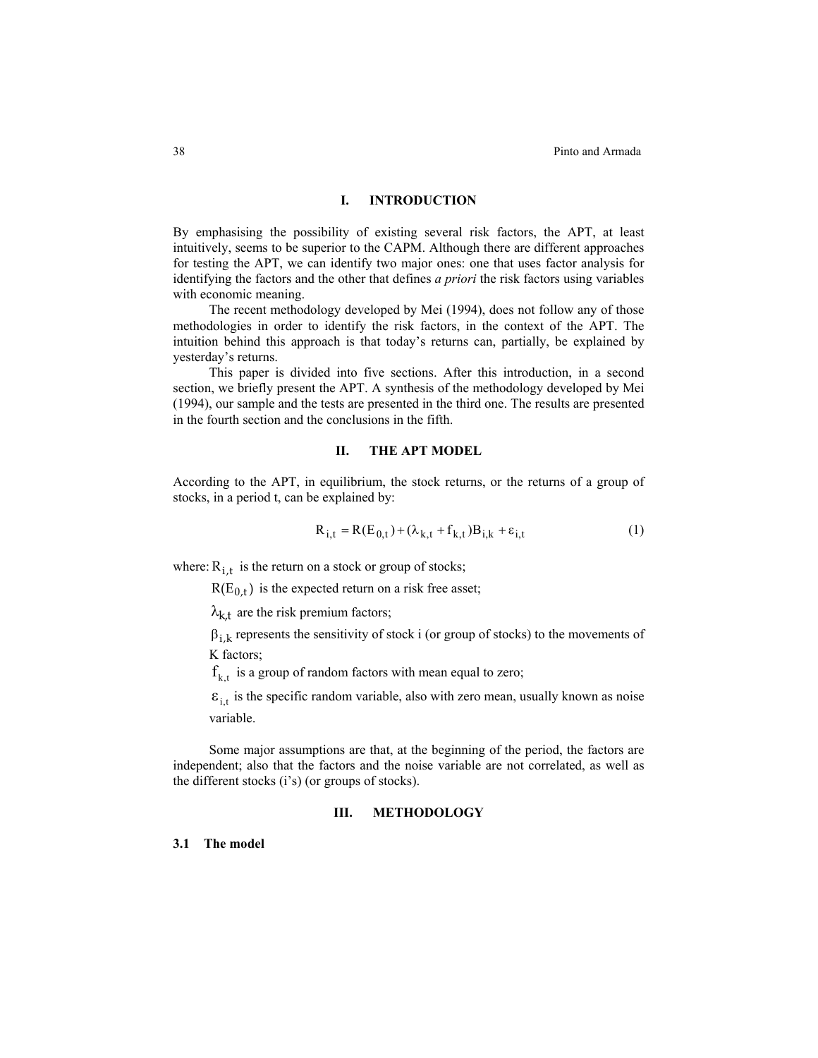## I. INTRODUCTION

By emphasising the possibility of existing several risk factors, the APT, at least intuitively, seems to be superior to the CAPM. Although there are different approaches for testing the APT, we can identify two major ones: one that uses factor analysis for identifying the factors and the other that defines *a priori* the risk factors using variables with economic meaning.

The recent methodology developed by Mei (1994), does not follow any of those methodologies in order to identify the risk factors, in the context of the APT. The intuition behind this approach is that today's returns can, partially, be explained by yesterday's returns.

This paper is divided into five sections. After this introduction, in a second section, we briefly present the APT. A synthesis of the methodology developed by Mei (1994), our sample and the tests are presented in the third one. The results are presented in the fourth section and the conclusions in the fifth.

## II. THE APT MODEL

According to the APT, in equilibrium, the stock returns, or the returns of a group of stocks, in a period t, can be explained by:

$$R_{i,t} = R(E_{0,t}) + (\lambda_{k,t} + f_{k,t})B_{i,k} + \varepsilon_{i,t} \tag{1}$$

where: $R_{i,t}$ is the return on a stock or group of stocks;

$R(E_{0,t})$ is the expected return on a risk free asset;

$\lambda_{k,t}$ are the risk premium factors;

$\beta_{i,k}$ represents the sensitivity of stock i (or group of stocks) to the movements of K factors;

$f_{k,t}$ is a group of random factors with mean equal to zero;

$\varepsilon_{i,t}$ is the specific random variable, also with zero mean, usually known as noise variable.

Some major assumptions are that, at the beginning of the period, the factors are independent; also that the factors and the noise variable are not correlated, as well as the different stocks (i's) (or groups of stocks).

## III. METHODOLOGY

### 3.1 The model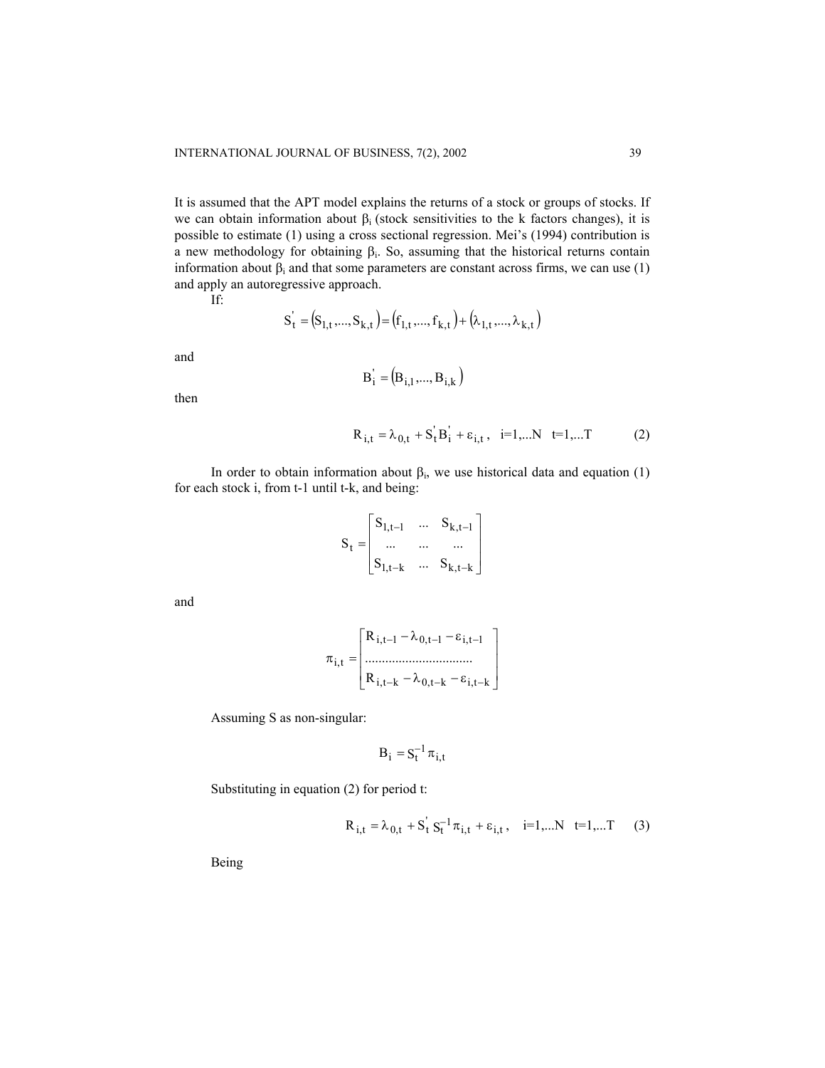It is assumed that the APT model explains the returns of a stock or groups of stocks. If we can obtain information about $\beta_i$ (stock sensitivities to the k factors changes), it is possible to estimate (1) using a cross sectional regression. Mei's (1994) contribution is a new methodology for obtaining $\beta_i$. So, assuming that the historical returns contain information about $\beta_i$ and that some parameters are constant across firms, we can use (1) and apply an autoregressive approach.

If:

$$S_t^{'} = (S_{1,t},...,S_{k,t}) = (f_{1,t},...,f_{k,t}) + (\lambda_{1,t},...,\lambda_{k,t})$$

and

$$B_i^{'} = (B_{i,1},...,B_{i,k})$$

then

$$R_{i,t} = \lambda_{0,t} + S_t^{'} B_i^{'} + \varepsilon_{i,t}, \quad i=1,...N \quad t=1,...T \qquad (2)$$

In order to obtain information about $\beta_i$, we use historical data and equation (1) for each stock i, from t-1 until t-k, and being:

$$S_t = \begin{bmatrix} S_{1,t-1} & ... & S_{k,t-1} \\ ... & ... & ... \\ S_{1,t-k} & ... & S_{k,t-k} \end{bmatrix}$$

and

$$\pi_{i,t} = \begin{bmatrix} R_{i,t-1} - \lambda_{0,t-1} - \varepsilon_{i,t-1} \\ ............................... \\ R_{i,t-k} - \lambda_{0,t-k} - \varepsilon_{i,t-k} \end{bmatrix}$$

Assuming S as non-singular:

$$B_i = S_t^{-1} \pi_{i,t}$$

Substituting in equation (2) for period t:

$$R_{i,t} = \lambda_{0,t} + S_t^{'} S_t^{-1} \pi_{i,t} + \varepsilon_{i,t}, \quad i=1,...N \quad t=1,...T \qquad (3)$$

Being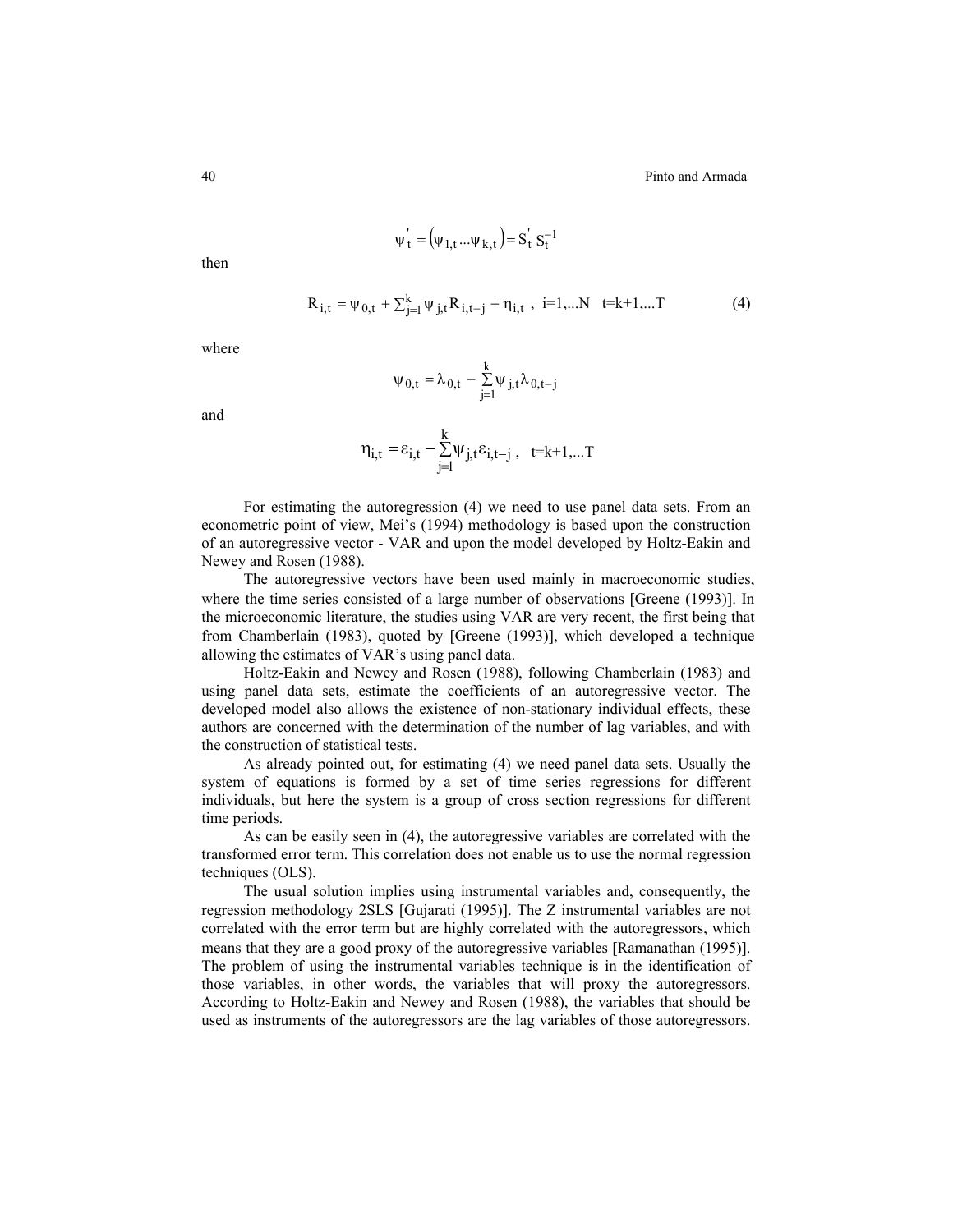$$\psi'_t = \left(\psi_{1,t} \ldots \psi_{k,t}\right) = S'_t \, S_t^{-1}$$

then

$$R_{i,t} = \psi_{0,t} + \sum_{j=1}^{k} \psi_{j,t} R_{i,t-j} + \eta_{i,t} \ , \ \ i=1,...N \quad t=k+1,...T \tag{4}$$

where

$$\psi_{0,t} = \lambda_{0,t} - \sum_{j=1}^{k} \psi_{j,t} \lambda_{0,t-j}$$

and

$$\eta_{i,t} = \varepsilon_{i,t} - \sum_{j=1}^{k} \psi_{j,t} \varepsilon_{i,t-j} \ , \quad t=k+1,...T$$

For estimating the autoregression (4) we need to use panel data sets. From an econometric point of view, Mei's (1994) methodology is based upon the construction of an autoregressive vector - VAR and upon the model developed by Holtz-Eakin and Newey and Rosen (1988).

The autoregressive vectors have been used mainly in macroeconomic studies, where the time series consisted of a large number of observations [Greene (1993)]. In the microeconomic literature, the studies using VAR are very recent, the first being that from Chamberlain (1983), quoted by [Greene (1993)], which developed a technique allowing the estimates of VAR's using panel data.

Holtz-Eakin and Newey and Rosen (1988), following Chamberlain (1983) and using panel data sets, estimate the coefficients of an autoregressive vector. The developed model also allows the existence of non-stationary individual effects, these authors are concerned with the determination of the number of lag variables, and with the construction of statistical tests.

As already pointed out, for estimating (4) we need panel data sets. Usually the system of equations is formed by a set of time series regressions for different individuals, but here the system is a group of cross section regressions for different time periods.

As can be easily seen in (4), the autoregressive variables are correlated with the transformed error term. This correlation does not enable us to use the normal regression techniques (OLS).

The usual solution implies using instrumental variables and, consequently, the regression methodology 2SLS [Gujarati (1995)]. The Z instrumental variables are not correlated with the error term but are highly correlated with the autoregressors, which means that they are a good proxy of the autoregressive variables [Ramanathan (1995)]. The problem of using the instrumental variables technique is in the identification of those variables, in other words, the variables that will proxy the autoregressors. According to Holtz-Eakin and Newey and Rosen (1988), the variables that should be used as instruments of the autoregressors are the lag variables of those autoregressors.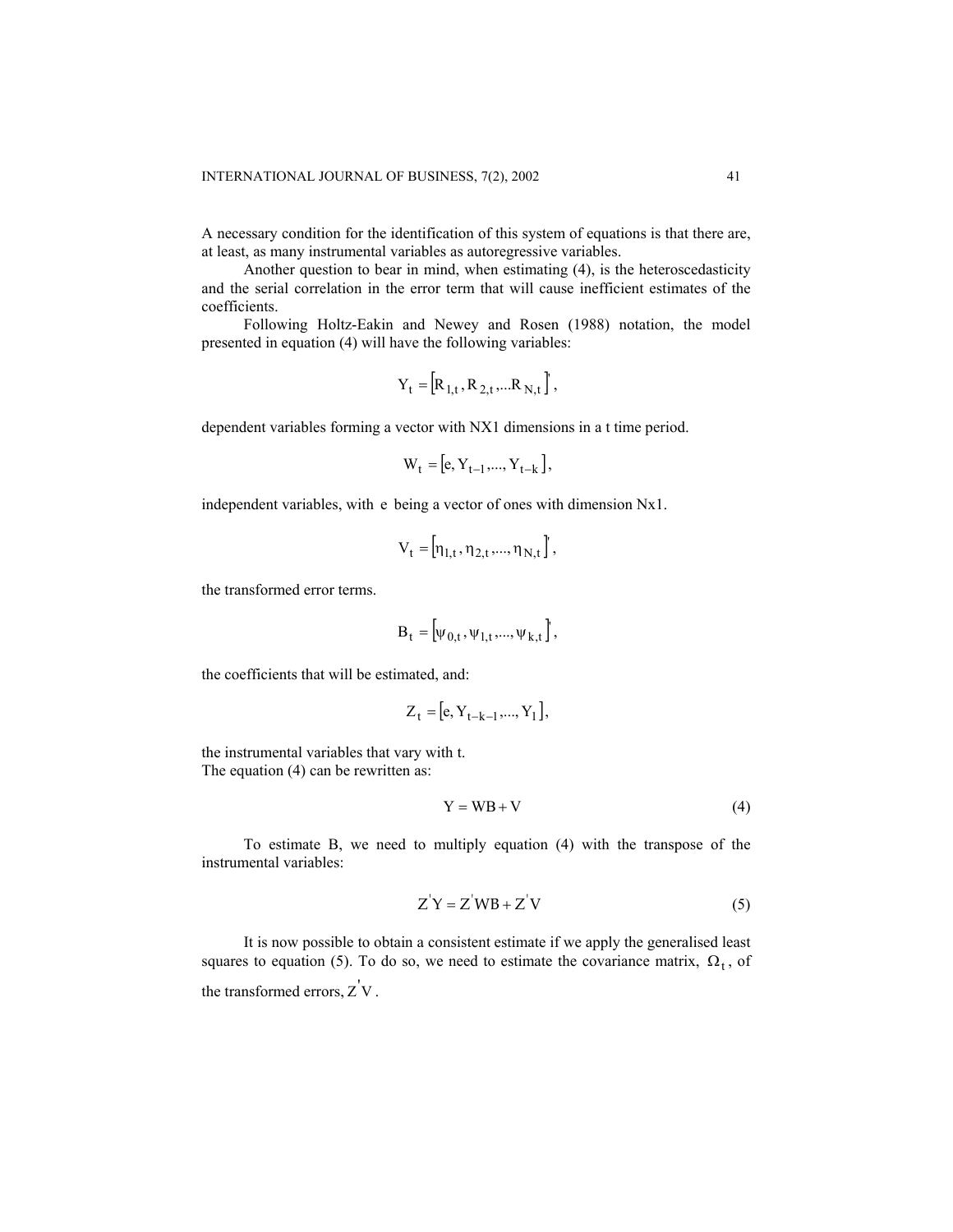A necessary condition for the identification of this system of equations is that there are, at least, as many instrumental variables as autoregressive variables.

Another question to bear in mind, when estimating (4), is the heteroscedasticity and the serial correlation in the error term that will cause inefficient estimates of the coefficients.

Following Holtz-Eakin and Newey and Rosen (1988) notation, the model presented in equation (4) will have the following variables:

$$Y_t = \left[R_{1,t}, R_{2,t}, ...R_{N,t}\right]',$$

dependent variables forming a vector with NX1 dimensions in a t time period.

$$W_t = \left[e, Y_{t-1}, ..., Y_{t-k}\right],$$

independent variables, with $e$ being a vector of ones with dimension Nx1.

$$V_t = \left[\eta_{1,t}, \eta_{2,t}, ..., \eta_{N,t}\right]',$$

the transformed error terms.

$$B_t = \left[\psi_{0,t}, \psi_{1,t}, ..., \psi_{k,t}\right]',$$

the coefficients that will be estimated, and:

$$Z_t = \left[e, Y_{t-k-1}, ..., Y_1\right],$$

the instrumental variables that vary with t.
The equation (4) can be rewritten as:

$$Y = WB + V \tag{4}$$

To estimate B, we need to multiply equation (4) with the transpose of the instrumental variables:

$$Z'Y = Z'WB + Z'V \tag{5}$$

It is now possible to obtain a consistent estimate if we apply the generalised least squares to equation (5). To do so, we need to estimate the covariance matrix, $\Omega_t$, of the transformed errors, $Z'V$.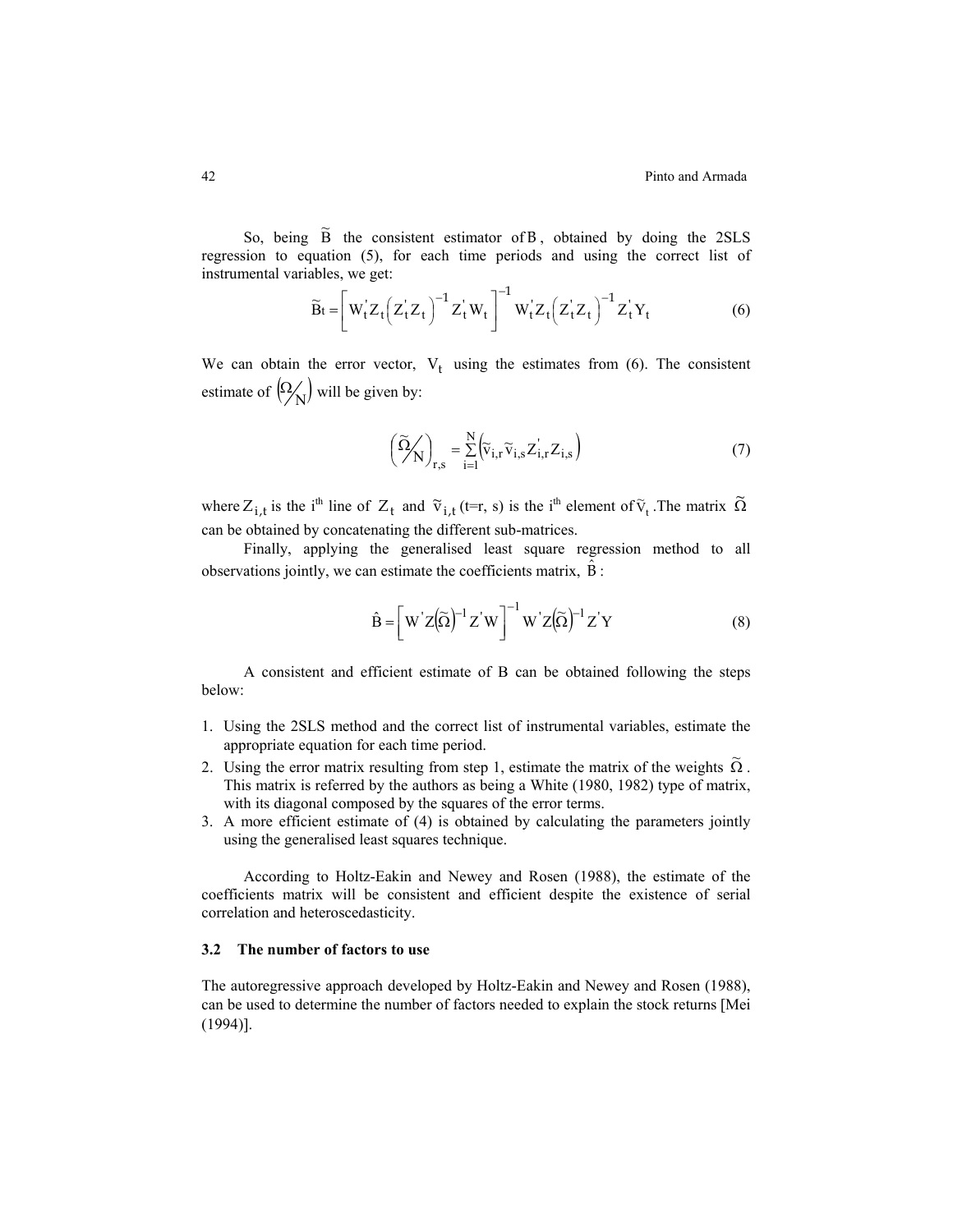So, being $\widetilde{B}$ the consistent estimator of $B$, obtained by doing the 2SLS regression to equation (5), for each time periods and using the correct list of instrumental variables, we get:

$$\widetilde{B}t = \left[ W_t^{'} Z_t \left( Z_t^{'} Z_t \right)^{-1} Z_t^{'} W_t \right]^{-1} W_t^{'} Z_t \left( Z_t^{'} Z_t \right)^{-1} Z_t^{'} Y_t \tag{6}$$

We can obtain the error vector, $V_t$ using the estimates from (6). The consistent estimate of $\left( \Omega / N \right)$ will be given by:

$$\left( \widetilde{\Omega} / N \right)_{r,s} = \sum_{i=1}^{N} \left( \widetilde{v}_{i,r} \widetilde{v}_{i,s} Z_{i,r}^{'} Z_{i,s} \right) \tag{7}$$

where $Z_{i,t}$ is the i[th] line of $Z_t$ and $\widetilde{v}_{i,t}$ (t=r, s) is the i[th] element of $\widetilde{v}_t$. The matrix $\widetilde{\Omega}$ can be obtained by concatenating the different sub-matrices.

Finally, applying the generalised least square regression method to all observations jointly, we can estimate the coefficients matrix, $\hat{B}$:

$$\hat{B} = \left[ W^{'} Z \left( \widetilde{\Omega} \right)^{-1} Z^{'} W \right]^{-1} W^{'} Z \left( \widetilde{\Omega} \right)^{-1} Z^{'} Y \tag{8}$$

A consistent and efficient estimate of B can be obtained following the steps below:

1. Using the 2SLS method and the correct list of instrumental variables, estimate the appropriate equation for each time period.
2. Using the error matrix resulting from step 1, estimate the matrix of the weights $\widetilde{\Omega}$. This matrix is referred by the authors as being a White (1980, 1982) type of matrix, with its diagonal composed by the squares of the error terms.
3. A more efficient estimate of (4) is obtained by calculating the parameters jointly using the generalised least squares technique.

According to Holtz-Eakin and Newey and Rosen (1988), the estimate of the coefficients matrix will be consistent and efficient despite the existence of serial correlation and heteroscedasticity.

### 3.2 The number of factors to use

The autoregressive approach developed by Holtz-Eakin and Newey and Rosen (1988), can be used to determine the number of factors needed to explain the stock returns [Mei (1994)].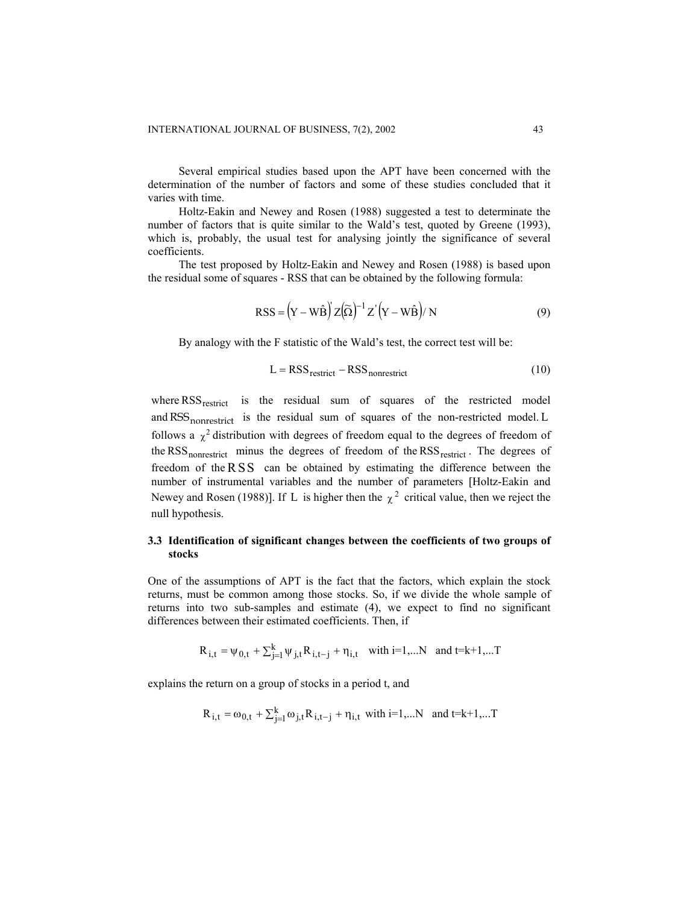Several empirical studies based upon the APT have been concerned with the determination of the number of factors and some of these studies concluded that it varies with time.

Holtz-Eakin and Newey and Rosen (1988) suggested a test to determinate the number of factors that is quite similar to the Wald's test, quoted by Greene (1993), which is, probably, the usual test for analysing jointly the significance of several coefficients.

The test proposed by Holtz-Eakin and Newey and Rosen (1988) is based upon the residual some of squares - RSS that can be obtained by the following formula:

$$\mathrm{RSS} = \left(\mathrm{Y} - \mathrm{W}\hat{\mathrm{B}}\right)' \mathrm{Z}\left(\tilde{\Omega}\right)^{-1} \mathrm{Z}' \left(\mathrm{Y} - \mathrm{W}\hat{\mathrm{B}}\right) / \mathrm{N} \tag{9}$$

By analogy with the F statistic of the Wald's test, the correct test will be:

$$\mathrm{L} = \mathrm{RSS}_{\text{restrict}} - \mathrm{RSS}_{\text{nonrestrict}} \tag{10}$$

where $\mathrm{RSS}_{\text{restrict}}$ is the residual sum of squares of the restricted model and $\mathrm{RSS}_{\text{nonrestrict}}$ is the residual sum of squares of the non-restricted model. L follows a $\chi^2$ distribution with degrees of freedom equal to the degrees of freedom of the $\mathrm{RSS}_{\text{nonrestrict}}$ minus the degrees of freedom of the $\mathrm{RSS}_{\text{restrict}}$. The degrees of freedom of the RSS can be obtained by estimating the difference between the number of instrumental variables and the number of parameters [Holtz-Eakin and Newey and Rosen (1988)]. If L is higher then the $\chi^2$ critical value, then we reject the null hypothesis.

### 3.3 Identification of significant changes between the coefficients of two groups of stocks

One of the assumptions of APT is the fact that the factors, which explain the stock returns, must be common among those stocks. So, if we divide the whole sample of returns into two sub-samples and estimate (4), we expect to find no significant differences between their estimated coefficients. Then, if

$$\mathrm{R}_{i,t} = \psi_{0,t} + \textstyle\sum_{j=1}^{k} \psi_{j,t} \mathrm{R}_{i,t-j} + \eta_{i,t} \quad \text{with i=1,...N and t=k+1,...T}$$

explains the return on a group of stocks in a period t, and

$$\mathrm{R}_{i,t} = \omega_{0,t} + \textstyle\sum_{j=1}^{k} \omega_{j,t} \mathrm{R}_{i,t-j} + \eta_{i,t} \quad \text{with i=1,...N and t=k+1,...T}$$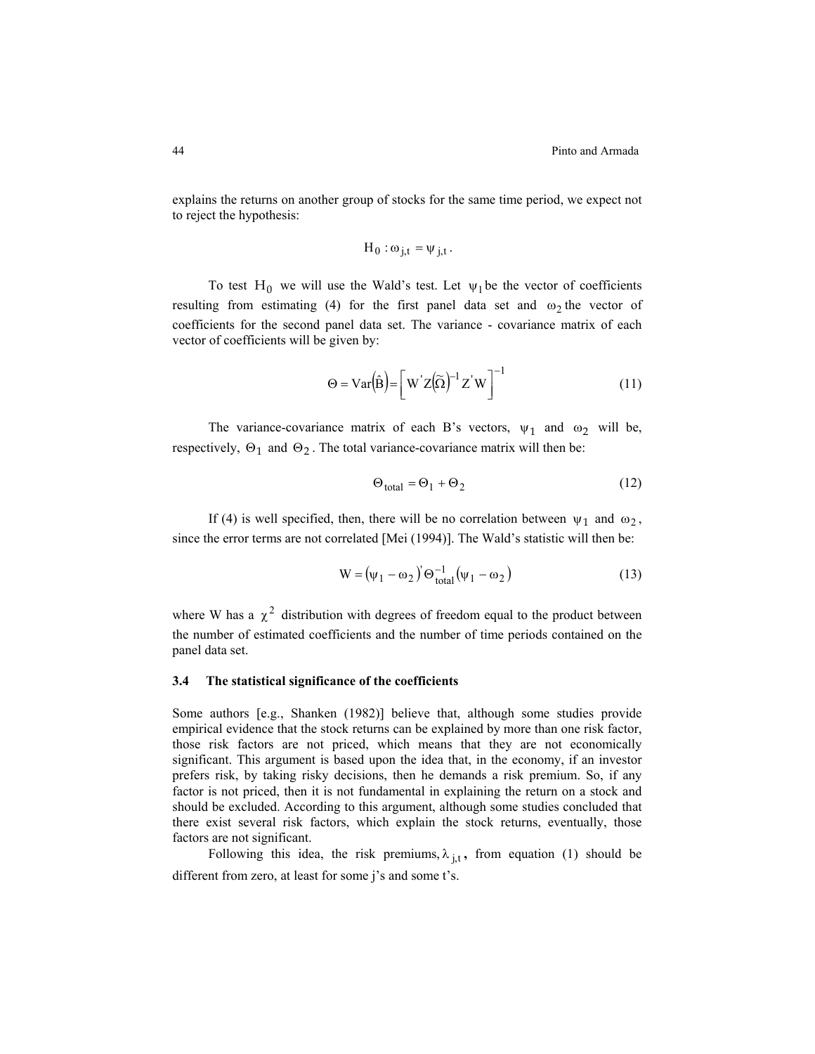explains the returns on another group of stocks for the same time period, we expect not to reject the hypothesis:

$$H_0 : \omega_{j,t} = \psi_{j,t} .$$

To test $H_0$ we will use the Wald's test. Let $\psi_1$ be the vector of coefficients resulting from estimating (4) for the first panel data set and $\omega_2$ the vector of coefficients for the second panel data set. The variance - covariance matrix of each vector of coefficients will be given by:

$$\Theta = \mathrm{Var}\left(\hat{B}\right) = \left[ W' Z \left(\tilde{\Omega}\right)^{-1} Z' W \right]^{-1} \tag{11}$$

The variance-covariance matrix of each B's vectors, $\psi_1$ and $\omega_2$ will be, respectively, $\Theta_1$ and $\Theta_2$. The total variance-covariance matrix will then be:

$$\Theta_{\text{total}} = \Theta_1 + \Theta_2 \tag{12}$$

If (4) is well specified, then, there will be no correlation between $\psi_1$ and $\omega_2$, since the error terms are not correlated [Mei (1994)]. The Wald's statistic will then be:

$$W = \left(\psi_1 - \omega_2\right)' \Theta_{\text{total}}^{-1} \left(\psi_1 - \omega_2\right) \tag{13}$$

where W has a $\chi^2$ distribution with degrees of freedom equal to the product between the number of estimated coefficients and the number of time periods contained on the panel data set.

### 3.4 The statistical significance of the coefficients

Some authors [e.g., Shanken (1982)] believe that, although some studies provide empirical evidence that the stock returns can be explained by more than one risk factor, those risk factors are not priced, which means that they are not economically significant. This argument is based upon the idea that, in the economy, if an investor prefers risk, by taking risky decisions, then he demands a risk premium. So, if any factor is not priced, then it is not fundamental in explaining the return on a stock and should be excluded. According to this argument, although some studies concluded that there exist several risk factors, which explain the stock returns, eventually, those factors are not significant.

Following this idea, the risk premiums, $\lambda_{j,t}$, from equation (1) should be different from zero, at least for some j's and some t's.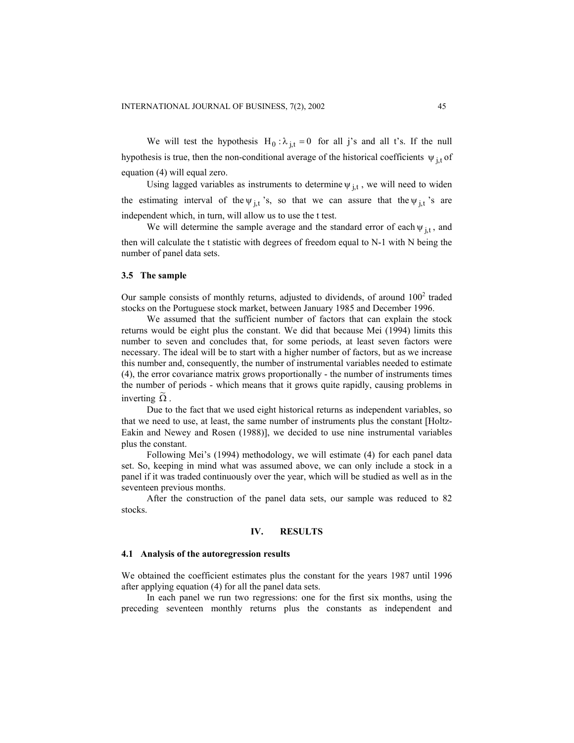We will test the hypothesis $H_0 : \lambda_{j,t} = 0$ for all j's and all t's. If the null hypothesis is true, then the non-conditional average of the historical coefficients $\psi_{j,t}$ of equation (4) will equal zero.

Using lagged variables as instruments to determine $\psi_{j,t}$, we will need to widen the estimating interval of the $\psi_{j,t}$'s, so that we can assure that the $\psi_{j,t}$'s are independent which, in turn, will allow us to use the t test.

We will determine the sample average and the standard error of each $\psi_{j,t}$, and then will calculate the t statistic with degrees of freedom equal to N-1 with N being the number of panel data sets.

### 3.5 The sample

Our sample consists of monthly returns, adjusted to dividends, of around 100[2] traded stocks on the Portuguese stock market, between January 1985 and December 1996.

We assumed that the sufficient number of factors that can explain the stock returns would be eight plus the constant. We did that because Mei (1994) limits this number to seven and concludes that, for some periods, at least seven factors were necessary. The ideal will be to start with a higher number of factors, but as we increase this number and, consequently, the number of instrumental variables needed to estimate (4), the error covariance matrix grows proportionally - the number of instruments times the number of periods - which means that it grows quite rapidly, causing problems in inverting $\widetilde{\Omega}$.

Due to the fact that we used eight historical returns as independent variables, so that we need to use, at least, the same number of instruments plus the constant [Holtz-Eakin and Newey and Rosen (1988)], we decided to use nine instrumental variables plus the constant.

Following Mei's (1994) methodology, we will estimate (4) for each panel data set. So, keeping in mind what was assumed above, we can only include a stock in a panel if it was traded continuously over the year, which will be studied as well as in the seventeen previous months.

After the construction of the panel data sets, our sample was reduced to 82 stocks.

## IV. RESULTS

### 4.1 Analysis of the autoregression results

We obtained the coefficient estimates plus the constant for the years 1987 until 1996 after applying equation (4) for all the panel data sets.

In each panel we run two regressions: one for the first six months, using the preceding seventeen monthly returns plus the constants as independent and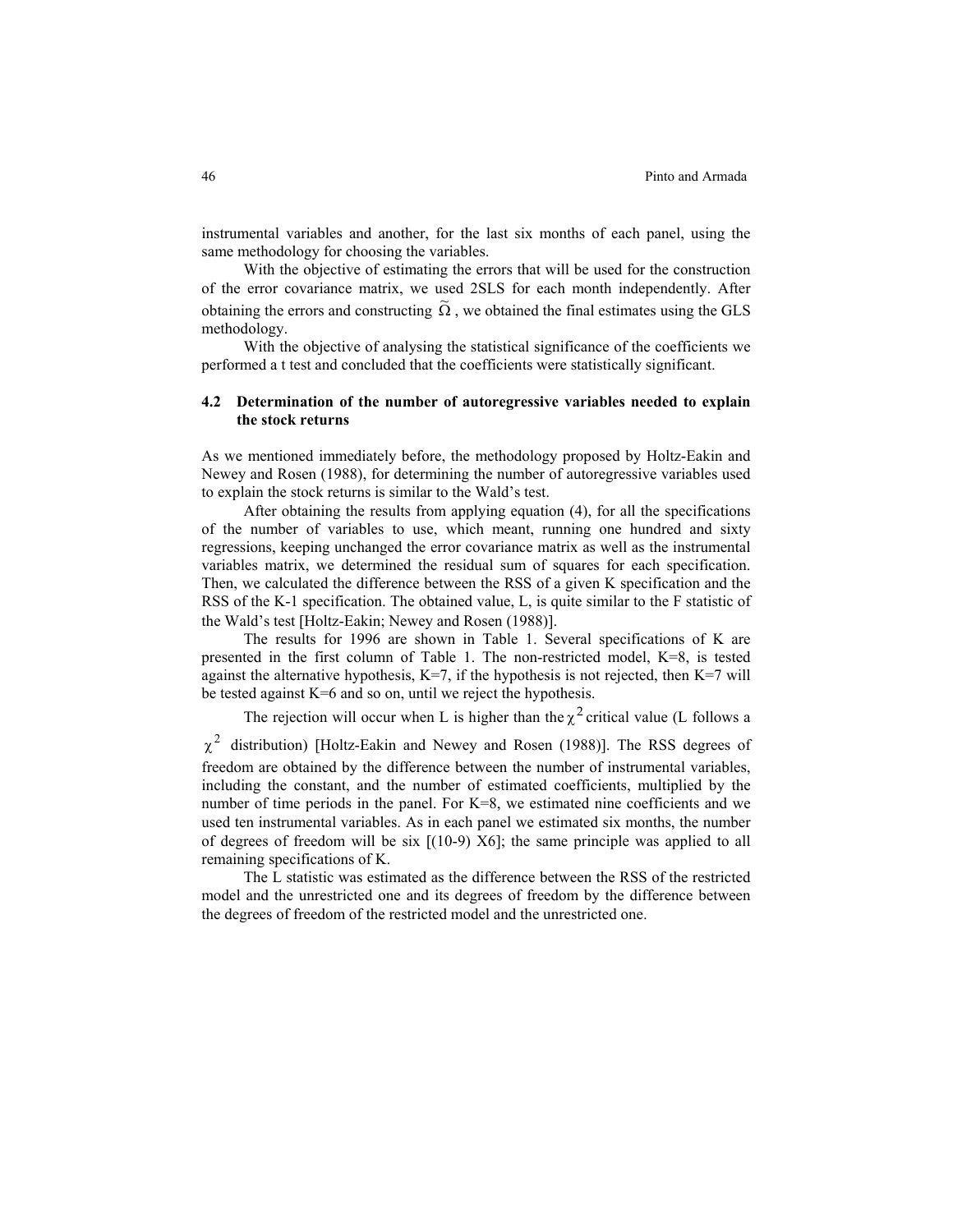instrumental variables and another, for the last six months of each panel, using the same methodology for choosing the variables.

With the objective of estimating the errors that will be used for the construction of the error covariance matrix, we used 2SLS for each month independently. After obtaining the errors and constructing $\tilde{\Omega}$, we obtained the final estimates using the GLS methodology.

With the objective of analysing the statistical significance of the coefficients we performed a t test and concluded that the coefficients were statistically significant.

### 4.2 Determination of the number of autoregressive variables needed to explain the stock returns

As we mentioned immediately before, the methodology proposed by Holtz-Eakin and Newey and Rosen (1988), for determining the number of autoregressive variables used to explain the stock returns is similar to the Wald's test.

After obtaining the results from applying equation (4), for all the specifications of the number of variables to use, which meant, running one hundred and sixty regressions, keeping unchanged the error covariance matrix as well as the instrumental variables matrix, we determined the residual sum of squares for each specification. Then, we calculated the difference between the RSS of a given K specification and the RSS of the K-1 specification. The obtained value, L, is quite similar to the F statistic of the Wald's test [Holtz-Eakin; Newey and Rosen (1988)].

The results for 1996 are shown in Table 1. Several specifications of K are presented in the first column of Table 1. The non-restricted model, K=8, is tested against the alternative hypothesis, K=7, if the hypothesis is not rejected, then K=7 will be tested against K=6 and so on, until we reject the hypothesis.

The rejection will occur when L is higher than the $\chi^2$ critical value (L follows a $\chi^2$ distribution) [Holtz-Eakin and Newey and Rosen (1988)]. The RSS degrees of freedom are obtained by the difference between the number of instrumental variables, including the constant, and the number of estimated coefficients, multiplied by the number of time periods in the panel. For K=8, we estimated nine coefficients and we used ten instrumental variables. As in each panel we estimated six months, the number of degrees of freedom will be six [(10-9) X6]; the same principle was applied to all remaining specifications of K.

The L statistic was estimated as the difference between the RSS of the restricted model and the unrestricted one and its degrees of freedom by the difference between the degrees of freedom of the restricted model and the unrestricted one.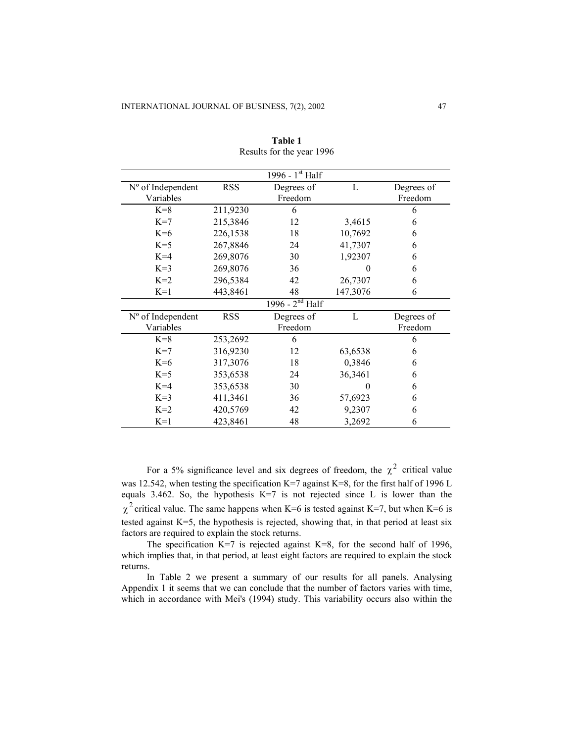**Table 1**
Results for the year 1996

| 1996 - 1st Half | | | | |
|---|---|---|---|---|
| Nº of Independent Variables | RSS | Degrees of Freedom | L | Degrees of Freedom |
| K=8 | 211,9230 | 6 | | 6 |
| K=7 | 215,3846 | 12 | 3,4615 | 6 |
| K=6 | 226,1538 | 18 | 10,7692 | 6 |
| K=5 | 267,8846 | 24 | 41,7307 | 6 |
| K=4 | 269,8076 | 30 | 1,92307 | 6 |
| K=3 | 269,8076 | 36 | 0 | 6 |
| K=2 | 296,5384 | 42 | 26,7307 | 6 |
| K=1 | 443,8461 | 48 | 147,3076 | 6 |
| **1996 - 2nd Half** | | | | |
| Nº of Independent Variables | RSS | Degrees of Freedom | L | Degrees of Freedom |
| K=8 | 253,2692 | 6 | | 6 |
| K=7 | 316,9230 | 12 | 63,6538 | 6 |
| K=6 | 317,3076 | 18 | 0,3846 | 6 |
| K=5 | 353,6538 | 24 | 36,3461 | 6 |
| K=4 | 353,6538 | 30 | 0 | 6 |
| K=3 | 411,3461 | 36 | 57,6923 | 6 |
| K=2 | 420,5769 | 42 | 9,2307 | 6 |
| K=1 | 423,8461 | 48 | 3,2692 | 6 |

For a 5% significance level and six degrees of freedom, the $\chi^2$ critical value was 12.542, when testing the specification K=7 against K=8, for the first half of 1996 L equals 3.462. So, the hypothesis K=7 is not rejected since L is lower than the $\chi^2$ critical value. The same happens when K=6 is tested against K=7, but when K=6 is tested against K=5, the hypothesis is rejected, showing that, in that period at least six factors are required to explain the stock returns.

The specification K=7 is rejected against K=8, for the second half of 1996, which implies that, in that period, at least eight factors are required to explain the stock returns.

In Table 2 we present a summary of our results for all panels. Analysing Appendix 1 it seems that we can conclude that the number of factors varies with time, which in accordance with Mei's (1994) study. This variability occurs also within the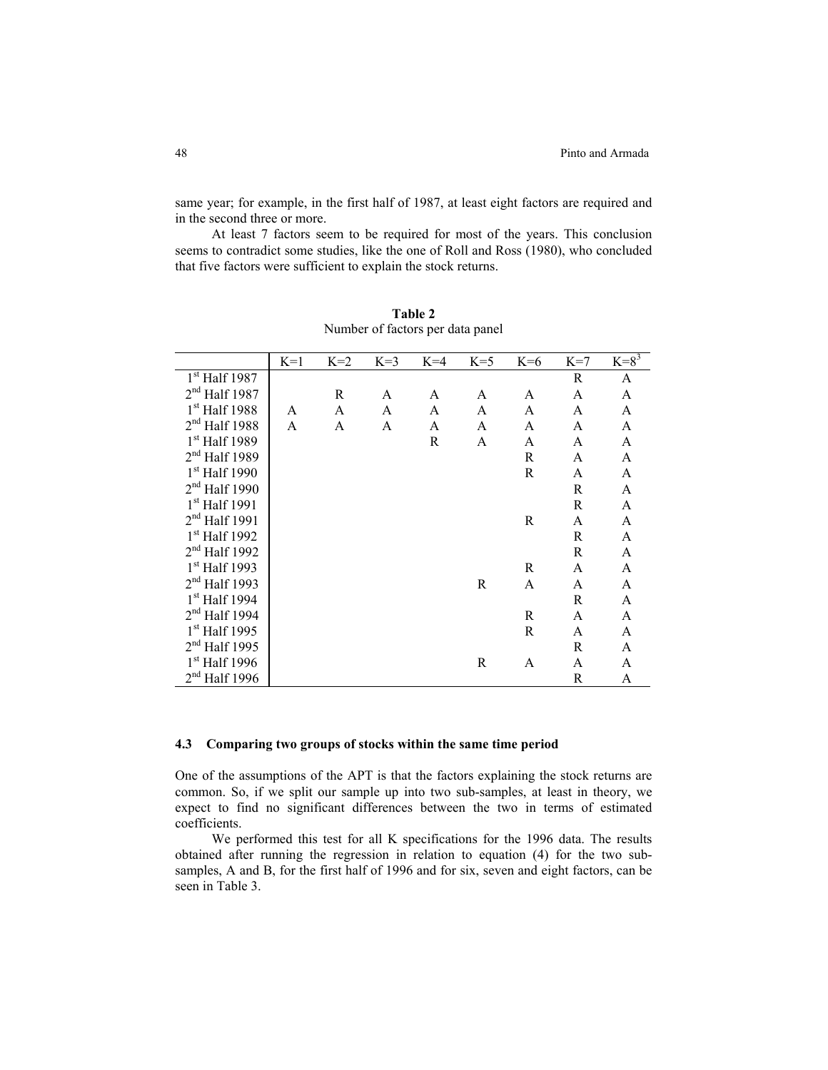same year; for example, in the first half of 1987, at least eight factors are required and in the second three or more.

At least 7 factors seem to be required for most of the years. This conclusion seems to contradict some studies, like the one of Roll and Ross (1980), who concluded that five factors were sufficient to explain the stock returns.

**Table 2**
Number of factors per data panel

| | K=1 | K=2 | K=3 | K=4 | K=5 | K=6 | K=7 | K=8[3] |
|---|---|---|---|---|---|---|---|---|
| 1st Half 1987 | | | | | | | R | A |
| 2nd Half 1987 | | R | A | A | A | A | A | A |
| 1st Half 1988 | A | A | A | A | A | A | A | A |
| 2nd Half 1988 | A | A | A | A | A | A | A | A |
| 1st Half 1989 | | | | R | A | A | A | A |
| 2nd Half 1989 | | | | | | R | A | A |
| 1st Half 1990 | | | | | | R | A | A |
| 2nd Half 1990 | | | | | | | R | A |
| 1st Half 1991 | | | | | | | R | A |
| 2nd Half 1991 | | | | | | R | A | A |
| 1st Half 1992 | | | | | | | R | A |
| 2nd Half 1992 | | | | | | | R | A |
| 1st Half 1993 | | | | | | R | A | A |
| 2nd Half 1993 | | | | | R | A | A | A |
| 1st Half 1994 | | | | | | | R | A |
| 2nd Half 1994 | | | | | | R | A | A |
| 1st Half 1995 | | | | | | R | A | A |
| 2nd Half 1995 | | | | | | | R | A |
| 1st Half 1996 | | | | | R | A | A | A |
| 2nd Half 1996 | | | | | | | R | A |

### 4.3 Comparing two groups of stocks within the same time period

One of the assumptions of the APT is that the factors explaining the stock returns are common. So, if we split our sample up into two sub-samples, at least in theory, we expect to find no significant differences between the two in terms of estimated coefficients.

We performed this test for all K specifications for the 1996 data. The results obtained after running the regression in relation to equation (4) for the two sub-samples, A and B, for the first half of 1996 and for six, seven and eight factors, can be seen in Table 3.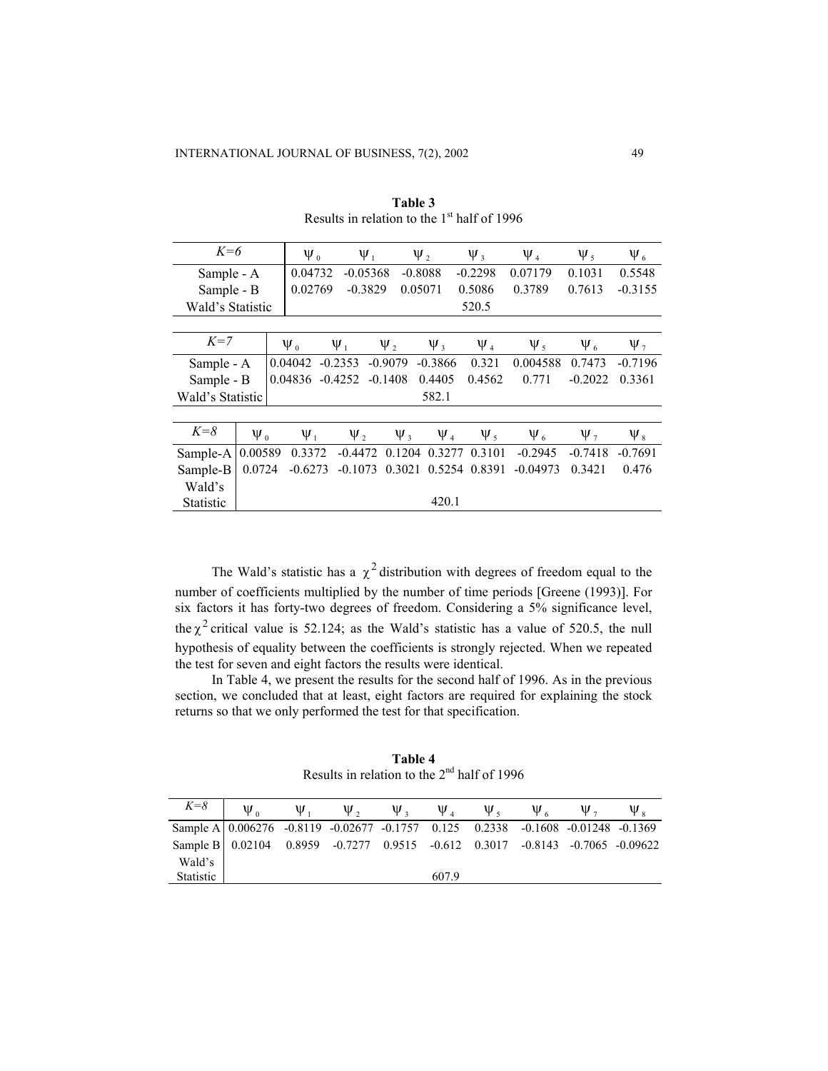**Table 3**
Results in relation to the 1[st] half of 1996

| $K=6$ | $\psi_0$ | $\psi_1$ | $\psi_2$ | $\psi_3$ | $\psi_4$ | $\psi_5$ | $\psi_6$ |
|---|---|---|---|---|---|---|---|
| Sample - A | 0.04732 | -0.05368 | -0.8088 | -0.2298 | 0.07179 | 0.1031 | 0.5548 |
| Sample - B | 0.02769 | -0.3829 | 0.05071 | 0.5086 | 0.3789 | 0.7613 | -0.3155 |
| Wald's Statistic | | | | 520.5 | | | |

| $K=7$ | $\psi_0$ | $\psi_1$ | $\psi_2$ | $\psi_3$ | $\psi_4$ | $\psi_5$ | $\psi_6$ | $\psi_7$ |
|---|---|---|---|---|---|---|---|---|
| Sample - A | 0.04042 | -0.2353 | -0.9079 | -0.3866 | 0.321 | 0.004588 | 0.7473 | -0.7196 |
| Sample - B | 0.04836 | -0.4252 | -0.1408 | 0.4405 | 0.4562 | 0.771 | -0.2022 | 0.3361 |
| Wald's Statistic | | | | 582.1 | | | | |

| $K=8$ | $\psi_0$ | $\psi_1$ | $\psi_2$ | $\psi_3$ | $\psi_4$ | $\psi_5$ | $\psi_6$ | $\psi_7$ | $\psi_8$ |
|---|---|---|---|---|---|---|---|---|---|
| Sample-A | 0.00589 | 0.3372 | -0.4472 | 0.1204 | 0.3277 | 0.3101 | -0.2945 | -0.7418 | -0.7691 |
| Sample-B | 0.0724 | -0.6273 | -0.1073 | 0.3021 | 0.5254 | 0.8391 | -0.04973 | 0.3421 | 0.476 |
| Wald's Statistic | | | | | 420.1 | | | | |

The Wald's statistic has a $\chi^2$ distribution with degrees of freedom equal to the number of coefficients multiplied by the number of time periods [Greene (1993)]. For six factors it has forty-two degrees of freedom. Considering a 5% significance level, the $\chi^2$ critical value is 52.124; as the Wald's statistic has a value of 520.5, the null hypothesis of equality between the coefficients is strongly rejected. When we repeated the test for seven and eight factors the results were identical.

In Table 4, we present the results for the second half of 1996. As in the previous section, we concluded that at least, eight factors are required for explaining the stock returns so that we only performed the test for that specification.

**Table 4**
Results in relation to the 2[nd] half of 1996

| $K=8$ | $\psi_0$ | $\psi_1$ | $\psi_2$ | $\psi_3$ | $\psi_4$ | $\psi_5$ | $\psi_6$ | $\psi_7$ | $\psi_8$ |
|---|---|---|---|---|---|---|---|---|---|
| Sample A | 0.006276 | -0.8119 | -0.02677 | -0.1757 | 0.125 | 0.2338 | -0.1608 | -0.01248 | -0.1369 |
| Sample B | 0.02104 | 0.8959 | -0.7277 | 0.9515 | -0.612 | 0.3017 | -0.8143 | -0.7065 | -0.09622 |
| Wald's Statistic | | | | | 607.9 | | | | |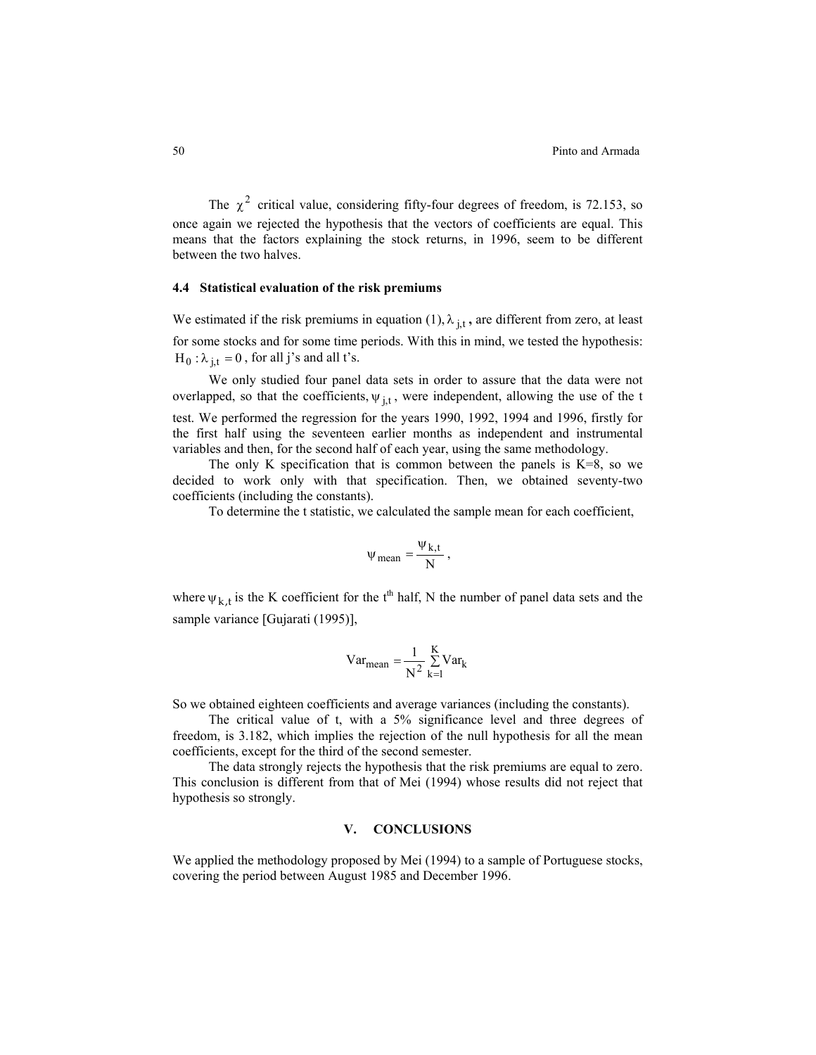The $\chi^2$ critical value, considering fifty-four degrees of freedom, is 72.153, so once again we rejected the hypothesis that the vectors of coefficients are equal. This means that the factors explaining the stock returns, in 1996, seem to be different between the two halves.

### 4.4 Statistical evaluation of the risk premiums

We estimated if the risk premiums in equation (1), $\lambda_{j,t}$, are different from zero, at least for some stocks and for some time periods. With this in mind, we tested the hypothesis: $H_0 : \lambda_{j,t} = 0$, for all j's and all t's.

We only studied four panel data sets in order to assure that the data were not overlapped, so that the coefficients, $\psi_{j,t}$, were independent, allowing the use of the t test. We performed the regression for the years 1990, 1992, 1994 and 1996, firstly for the first half using the seventeen earlier months as independent and instrumental variables and then, for the second half of each year, using the same methodology.

The only K specification that is common between the panels is K=8, so we decided to work only with that specification. Then, we obtained seventy-two coefficients (including the constants).

To determine the t statistic, we calculated the sample mean for each coefficient,

$$\psi_{mean} = \frac{\psi_{k,t}}{N},$$

where $\psi_{k,t}$ is the K coefficient for the t$^{th}$ half, N the number of panel data sets and the sample variance [Gujarati (1995)],

$$\mathrm{Var}_{mean} = \frac{1}{N^2} \sum_{k=1}^{K} \mathrm{Var}_k$$

So we obtained eighteen coefficients and average variances (including the constants).

The critical value of t, with a 5% significance level and three degrees of freedom, is 3.182, which implies the rejection of the null hypothesis for all the mean coefficients, except for the third of the second semester.

The data strongly rejects the hypothesis that the risk premiums are equal to zero. This conclusion is different from that of Mei (1994) whose results did not reject that hypothesis so strongly.

## V. CONCLUSIONS

We applied the methodology proposed by Mei (1994) to a sample of Portuguese stocks, covering the period between August 1985 and December 1996.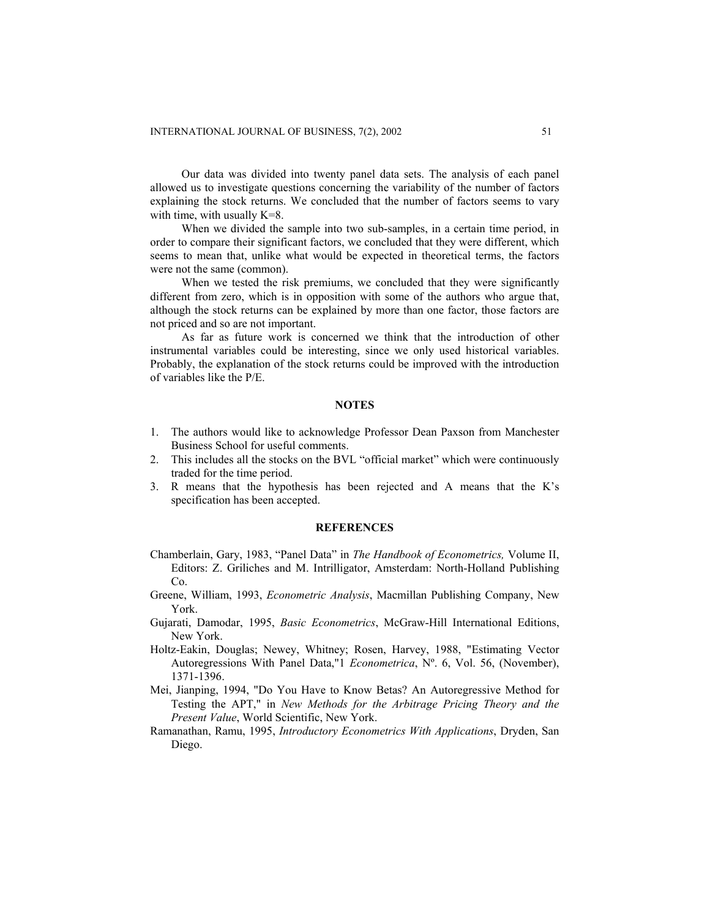Our data was divided into twenty panel data sets. The analysis of each panel allowed us to investigate questions concerning the variability of the number of factors explaining the stock returns. We concluded that the number of factors seems to vary with time, with usually K=8.

When we divided the sample into two sub-samples, in a certain time period, in order to compare their significant factors, we concluded that they were different, which seems to mean that, unlike what would be expected in theoretical terms, the factors were not the same (common).

When we tested the risk premiums, we concluded that they were significantly different from zero, which is in opposition with some of the authors who argue that, although the stock returns can be explained by more than one factor, those factors are not priced and so are not important.

As far as future work is concerned we think that the introduction of other instrumental variables could be interesting, since we only used historical variables. Probably, the explanation of the stock returns could be improved with the introduction of variables like the P/E.

## NOTES

1. The authors would like to acknowledge Professor Dean Paxson from Manchester Business School for useful comments.
2. This includes all the stocks on the BVL "official market" which were continuously traded for the time period.
3. R means that the hypothesis has been rejected and A means that the K's specification has been accepted.

## REFERENCES

Chamberlain, Gary, 1983, "Panel Data" in *The Handbook of Econometrics,* Volume II, Editors: Z. Griliches and M. Intrilligator, Amsterdam: North-Holland Publishing Co.

Greene, William, 1993, *Econometric Analysis*, Macmillan Publishing Company, New York.

Gujarati, Damodar, 1995, *Basic Econometrics*, McGraw-Hill International Editions, New York.

Holtz-Eakin, Douglas; Newey, Whitney; Rosen, Harvey, 1988, "Estimating Vector Autoregressions With Panel Data,"1 *Econometrica*, Nº. 6, Vol. 56, (November), 1371-1396.

Mei, Jianping, 1994, "Do You Have to Know Betas? An Autoregressive Method for Testing the APT," in *New Methods for the Arbitrage Pricing Theory and the Present Value*, World Scientific, New York.

Ramanathan, Ramu, 1995, *Introductory Econometrics With Applications*, Dryden, San Diego.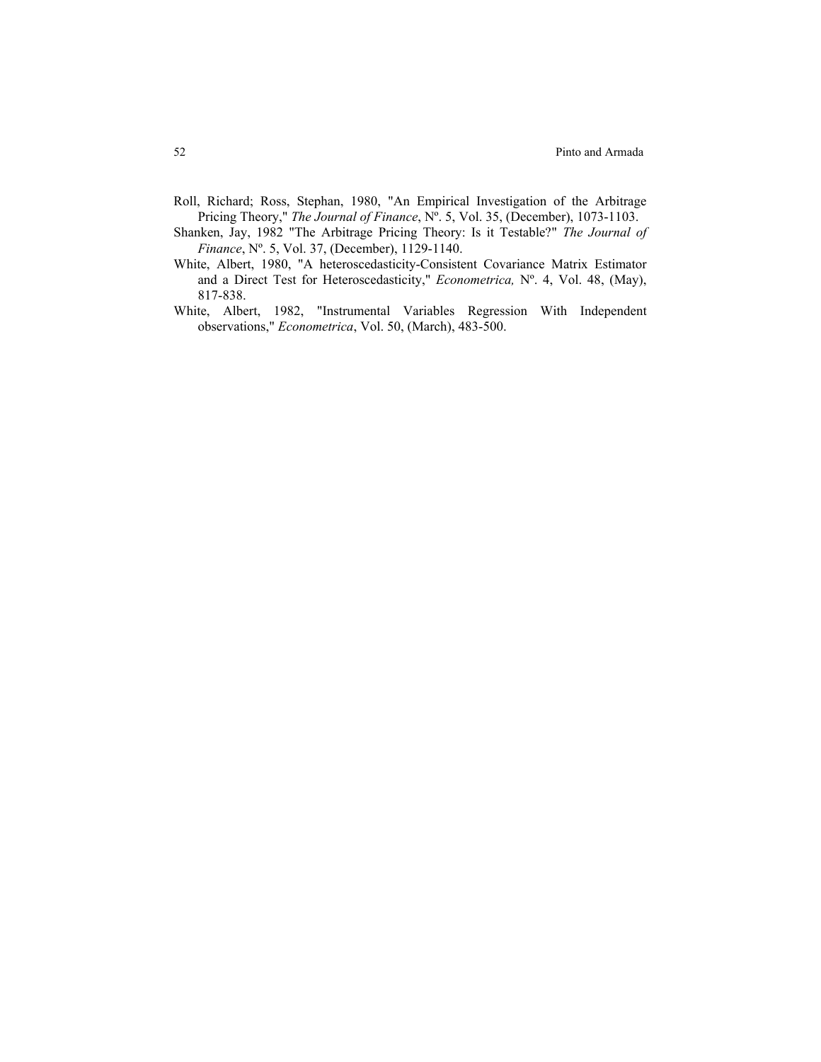Roll, Richard; Ross, Stephan, 1980, "An Empirical Investigation of the Arbitrage Pricing Theory," *The Journal of Finance*, Nº. 5, Vol. 35, (December), 1073-1103.

Shanken, Jay, 1982 "The Arbitrage Pricing Theory: Is it Testable?" *The Journal of Finance*, Nº. 5, Vol. 37, (December), 1129-1140.

White, Albert, 1980, "A heteroscedasticity-Consistent Covariance Matrix Estimator and a Direct Test for Heteroscedasticity," *Econometrica,* Nº. 4, Vol. 48, (May), 817-838.

White, Albert, 1982, "Instrumental Variables Regression With Independent observations," *Econometrica*, Vol. 50, (March), 483-500.